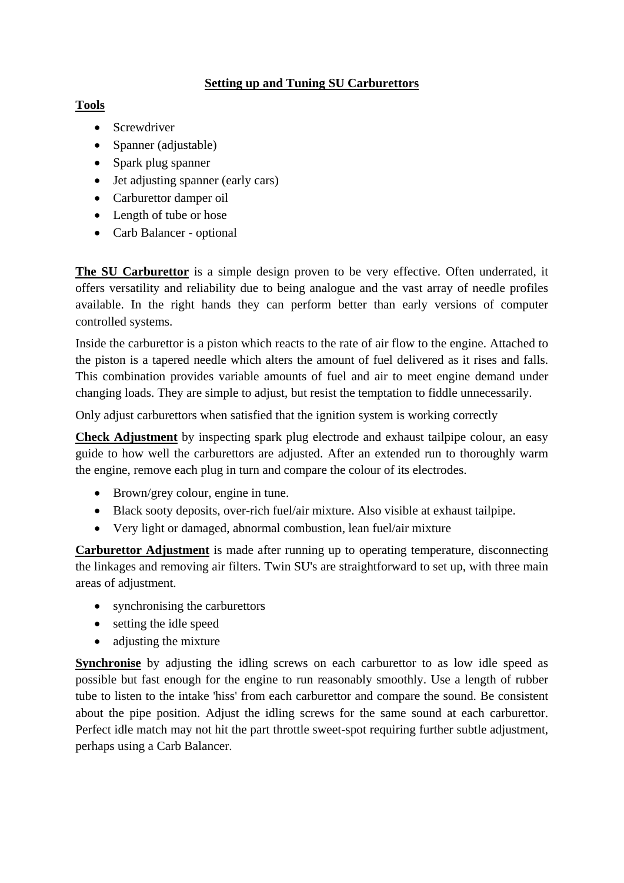# Setting up and Tuning SU Carburettors

## Tools

- Screwdriver
- Spanner (adjustable)
- Spark plug spanner
- Jet adjusting spanner (early cars)
- Carburettor damper oil
- Length of tube or hose
- Carb Balancer - optional

**The SU Carburettor** is a simple design proven to be very effective. Often underrated, it offers versatility and reliability due to being analogue and the vast array of needle profiles available. In the right hands they can perform better than early versions of computer controlled systems.

Inside the carburettor is a piston which reacts to the rate of air flow to the engine. Attached to the piston is a tapered needle which alters the amount of fuel delivered as it rises and falls. This combination provides variable amounts of fuel and air to meet engine demand under changing loads. They are simple to adjust, but resist the temptation to fiddle unnecessarily.

Only adjust carburettors when satisfied that the ignition system is working correctly

**Check Adjustment** by inspecting spark plug electrode and exhaust tailpipe colour, an easy guide to how well the carburettors are adjusted. After an extended run to thoroughly warm the engine, remove each plug in turn and compare the colour of its electrodes.

- Brown/grey colour, engine in tune.
- Black sooty deposits, over-rich fuel/air mixture. Also visible at exhaust tailpipe.
- Very light or damaged, abnormal combustion, lean fuel/air mixture

**Carburettor Adjustment** is made after running up to operating temperature, disconnecting the linkages and removing air filters. Twin SU's are straightforward to set up, with three main areas of adjustment.

- synchronising the carburettors
- setting the idle speed
- adjusting the mixture

**Synchronise** by adjusting the idling screws on each carburettor to as low idle speed as possible but fast enough for the engine to run reasonably smoothly. Use a length of rubber tube to listen to the intake 'hiss' from each carburettor and compare the sound. Be consistent about the pipe position. Adjust the idling screws for the same sound at each carburettor. Perfect idle match may not hit the part throttle sweet-spot requiring further subtle adjustment, perhaps using a Carb Balancer.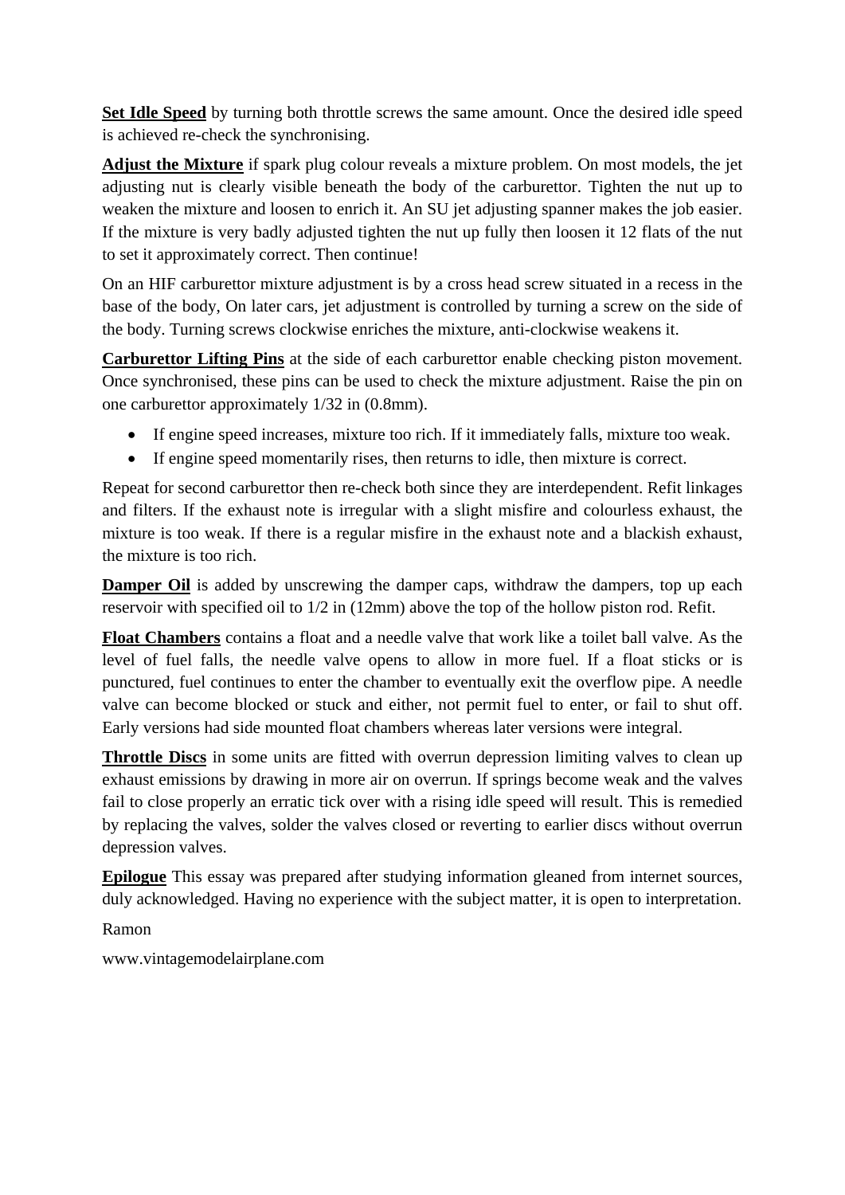**Set Idle Speed** by turning both throttle screws the same amount. Once the desired idle speed is achieved re-check the synchronising.

**Adjust the Mixture** if spark plug colour reveals a mixture problem. On most models, the jet adjusting nut is clearly visible beneath the body of the carburettor. Tighten the nut up to weaken the mixture and loosen to enrich it. An SU jet adjusting spanner makes the job easier. If the mixture is very badly adjusted tighten the nut up fully then loosen it 12 flats of the nut to set it approximately correct. Then continue!

On an HIF carburettor mixture adjustment is by a cross head screw situated in a recess in the base of the body, On later cars, jet adjustment is controlled by turning a screw on the side of the body. Turning screws clockwise enriches the mixture, anti-clockwise weakens it.

**Carburettor Lifting Pins** at the side of each carburettor enable checking piston movement. Once synchronised, these pins can be used to check the mixture adjustment. Raise the pin on one carburettor approximately 1/32 in (0.8mm).

- If engine speed increases, mixture too rich. If it immediately falls, mixture too weak.
- If engine speed momentarily rises, then returns to idle, then mixture is correct.

Repeat for second carburettor then re-check both since they are interdependent. Refit linkages and filters. If the exhaust note is irregular with a slight misfire and colourless exhaust, the mixture is too weak. If there is a regular misfire in the exhaust note and a blackish exhaust, the mixture is too rich.

**Damper Oil** is added by unscrewing the damper caps, withdraw the dampers, top up each reservoir with specified oil to 1/2 in (12mm) above the top of the hollow piston rod. Refit.

**Float Chambers** contains a float and a needle valve that work like a toilet ball valve. As the level of fuel falls, the needle valve opens to allow in more fuel. If a float sticks or is punctured, fuel continues to enter the chamber to eventually exit the overflow pipe. A needle valve can become blocked or stuck and either, not permit fuel to enter, or fail to shut off. Early versions had side mounted float chambers whereas later versions were integral.

**Throttle Discs** in some units are fitted with overrun depression limiting valves to clean up exhaust emissions by drawing in more air on overrun. If springs become weak and the valves fail to close properly an erratic tick over with a rising idle speed will result. This is remedied by replacing the valves, solder the valves closed or reverting to earlier discs without overrun depression valves.

**Epilogue** This essay was prepared after studying information gleaned from internet sources, duly acknowledged. Having no experience with the subject matter, it is open to interpretation.

Ramon

www.vintagemodelairplane.com